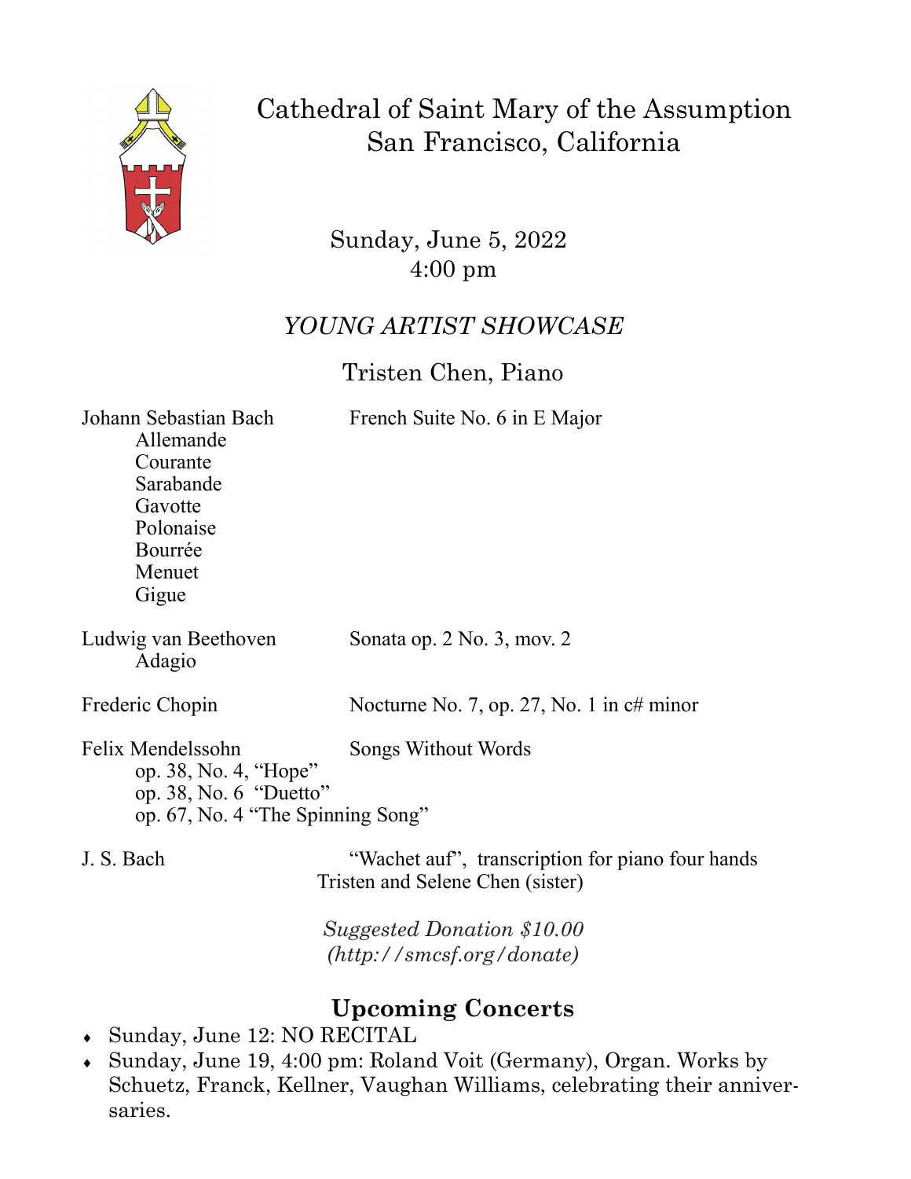# Cathedral of Saint Mary of the Assumption
# San Francisco, California

Sunday, June 5, 2022
4:00 pm

## *YOUNG ARTIST SHOWCASE*

### Tristen Chen, Piano

**Johann Sebastian Bach** — French Suite No. 6 in E Major
- Allemande
- Courante
- Sarabande
- Gavotte
- Polonaise
- Bourrée
- Menuet
- Gigue

**Ludwig van Beethoven** — Sonata op. 2 No. 3, mov. 2
- Adagio

**Frederic Chopin** — Nocturne No. 7, op. 27, No. 1 in c# minor

**Felix Mendelssohn** — Songs Without Words
- op. 38, No. 4, "Hope"
- op. 38, No. 6 "Duetto"
- op. 67, No. 4 "The Spinning Song"

**J. S. Bach** — "Wachet auf", transcription for piano four hands
Tristen and Selene Chen (sister)

*Suggested Donation $10.00*
*(http://smcsf.org/donate)*

## Upcoming Concerts

- Sunday, June 12: NO RECITAL
- Sunday, June 19, 4:00 pm: Roland Voit (Germany), Organ. Works by Schuetz, Franck, Kellner, Vaughan Williams, celebrating their anniversaries.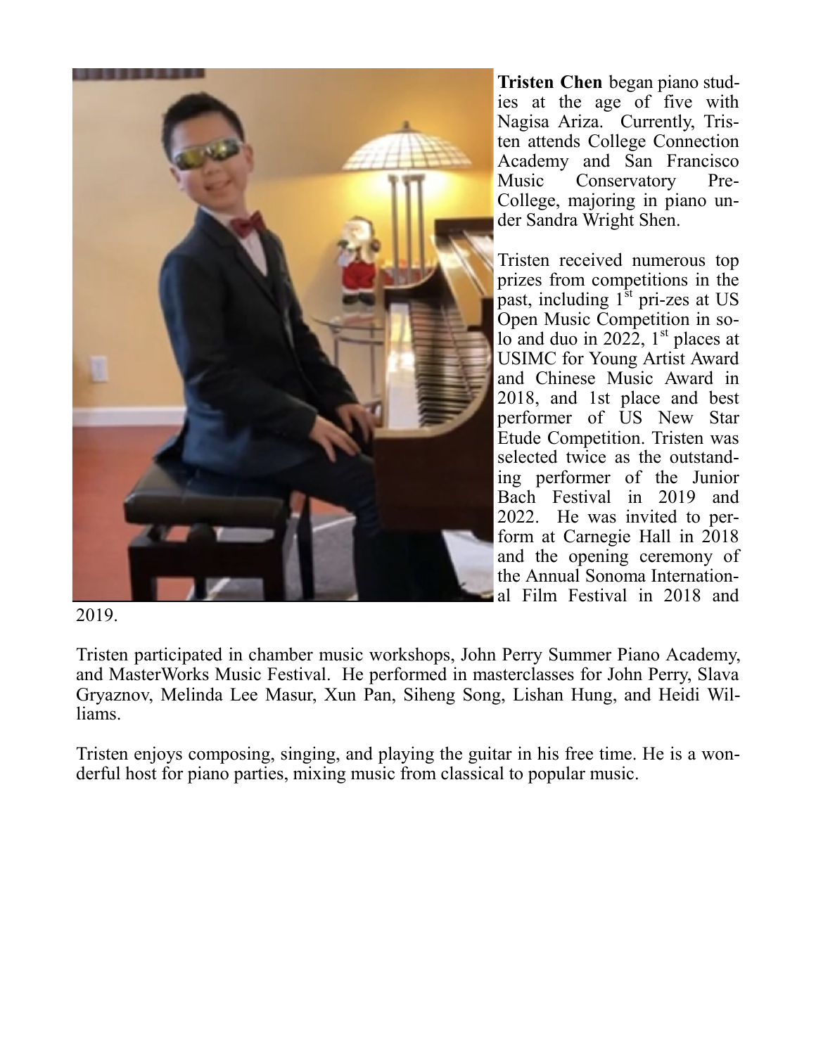**Tristen Chen** began piano studies at the age of five with Nagisa Ariza. Currently, Tristen attends College Connection Academy and San Francisco Music Conservatory Pre-College, majoring in piano under Sandra Wright Shen.

Tristen received numerous top prizes from competitions in the past, including 1st pri-zes at US Open Music Competition in solo and duo in 2022, 1st places at USIMC for Young Artist Award and Chinese Music Award in 2018, and 1st place and best performer of US New Star Etude Competition. Tristen was selected twice as the outstanding performer of the Junior Bach Festival in 2019 and 2022. He was invited to perform at Carnegie Hall in 2018 and the opening ceremony of the Annual Sonoma International Film Festival in 2018 and 2019.

Tristen participated in chamber music workshops, John Perry Summer Piano Academy, and MasterWorks Music Festival. He performed in masterclasses for John Perry, Slava Gryaznov, Melinda Lee Masur, Xun Pan, Siheng Song, Lishan Hung, and Heidi Williams.

Tristen enjoys composing, singing, and playing the guitar in his free time. He is a wonderful host for piano parties, mixing music from classical to popular music.